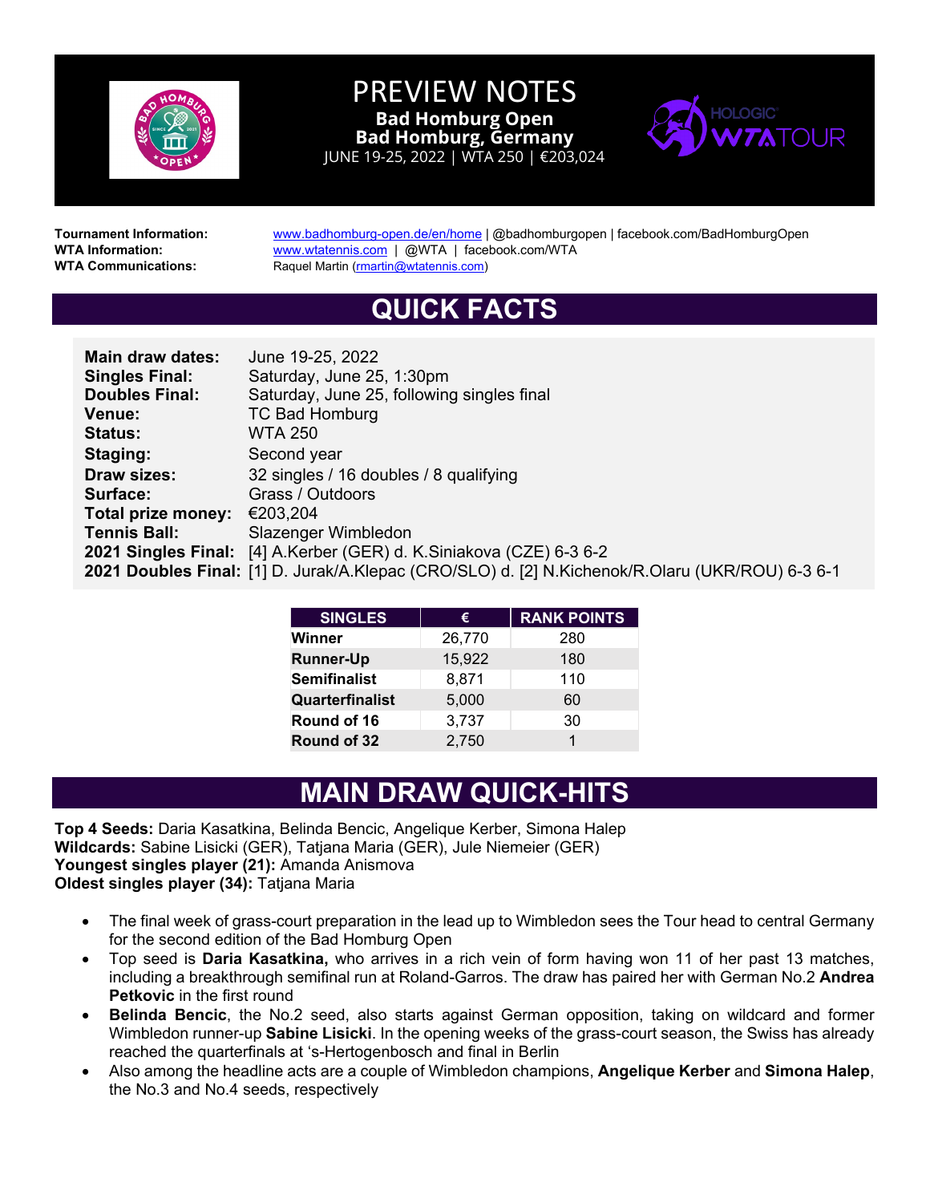# PREVIEW NOTES

**Bad Homburg Open**
**Bad Homburg, Germany**
JUNE 19-25, 2022 | WTA 250 | €203,024

**Tournament Information:** www.badhomburg-open.de/en/home | @badhomburgopen | facebook.com/BadHomburgOpen
**WTA Information:** www.wtatennis.com | @WTA | facebook.com/WTA
**WTA Communications:** Raquel Martin (rmartin@wtatennis.com)

## QUICK FACTS

**Main draw dates:** June 19-25, 2022
**Singles Final:** Saturday, June 25, 1:30pm
**Doubles Final:** Saturday, June 25, following singles final
**Venue:** TC Bad Homburg
**Status:** WTA 250
**Staging:** Second year
**Draw sizes:** 32 singles / 16 doubles / 8 qualifying
**Surface:** Grass / Outdoors
**Total prize money:** €203,204
**Tennis Ball:** Slazenger Wimbledon
**2021 Singles Final:** [4] A.Kerber (GER) d. K.Siniakova (CZE) 6-3 6-2
**2021 Doubles Final:** [1] D. Jurak/A.Klepac (CRO/SLO) d. [2] N.Kichenok/R.Olaru (UKR/ROU) 6-3 6-1

| SINGLES | € | RANK POINTS |
|---|---|---|
| **Winner** | 26,770 | 280 |
| **Runner-Up** | 15,922 | 180 |
| **Semifinalist** | 8,871 | 110 |
| **Quarterfinalist** | 5,000 | 60 |
| **Round of 16** | 3,737 | 30 |
| **Round of 32** | 2,750 | 1 |

## MAIN DRAW QUICK-HITS

**Top 4 Seeds:** Daria Kasatkina, Belinda Bencic, Angelique Kerber, Simona Halep
**Wildcards:** Sabine Lisicki (GER), Tatjana Maria (GER), Jule Niemeier (GER)
**Youngest singles player (21):** Amanda Anismova
**Oldest singles player (34):** Tatjana Maria

- The final week of grass-court preparation in the lead up to Wimbledon sees the Tour head to central Germany for the second edition of the Bad Homburg Open
- Top seed is **Daria Kasatkina,** who arrives in a rich vein of form having won 11 of her past 13 matches, including a breakthrough semifinal run at Roland-Garros. The draw has paired her with German No.2 **Andrea Petkovic** in the first round
- **Belinda Bencic**, the No.2 seed, also starts against German opposition, taking on wildcard and former Wimbledon runner-up **Sabine Lisicki**. In the opening weeks of the grass-court season, the Swiss has already reached the quarterfinals at 's-Hertogenbosch and final in Berlin
- Also among the headline acts are a couple of Wimbledon champions, **Angelique Kerber** and **Simona Halep**, the No.3 and No.4 seeds, respectively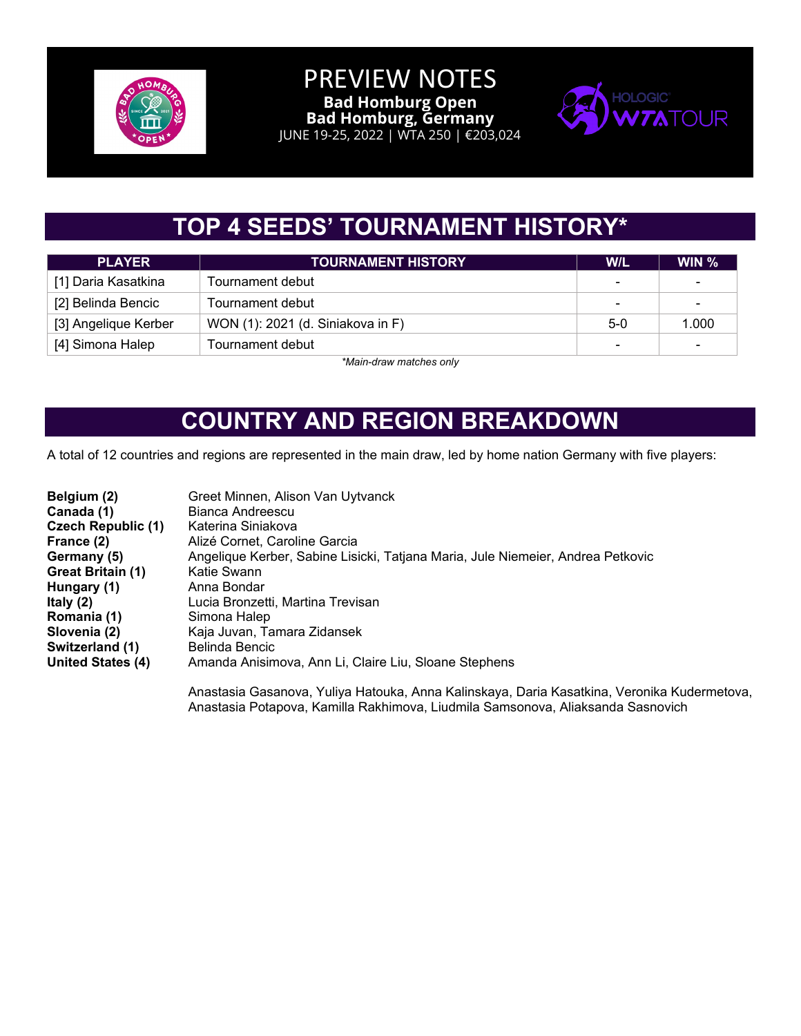# PREVIEW NOTES

**Bad Homburg Open**
**Bad Homburg, Germany**
JUNE 19-25, 2022 | WTA 250 | €203,024

## TOP 4 SEEDS' TOURNAMENT HISTORY*

| PLAYER | TOURNAMENT HISTORY | W/L | WIN % |
|---|---|---|---|
| [1] Daria Kasatkina | Tournament debut | - | - |
| [2] Belinda Bencic | Tournament debut | - | - |
| [3] Angelique Kerber | WON (1): 2021 (d. Siniakova in F) | 5-0 | 1.000 |
| [4] Simona Halep | Tournament debut | - | - |

*Main-draw matches only*

## COUNTRY AND REGION BREAKDOWN

A total of 12 countries and regions are represented in the main draw, led by home nation Germany with five players:

**Belgium (2)** Greet Minnen, Alison Van Uytvanck
**Canada (1)** Bianca Andreescu
**Czech Republic (1)** Katerina Siniakova
**France (2)** Alizé Cornet, Caroline Garcia
**Germany (5)** Angelique Kerber, Sabine Lisicki, Tatjana Maria, Jule Niemeier, Andrea Petkovic
**Great Britain (1)** Katie Swann
**Hungary (1)** Anna Bondar
**Italy (2)** Lucia Bronzetti, Martina Trevisan
**Romania (1)** Simona Halep
**Slovenia (2)** Kaja Juvan, Tamara Zidansek
**Switzerland (1)** Belinda Bencic
**United States (4)** Amanda Anisimova, Ann Li, Claire Liu, Sloane Stephens

Anastasia Gasanova, Yuliya Hatouka, Anna Kalinskaya, Daria Kasatkina, Veronika Kudermetova, Anastasia Potapova, Kamilla Rakhimova, Liudmila Samsonova, Aliaksanda Sasnovich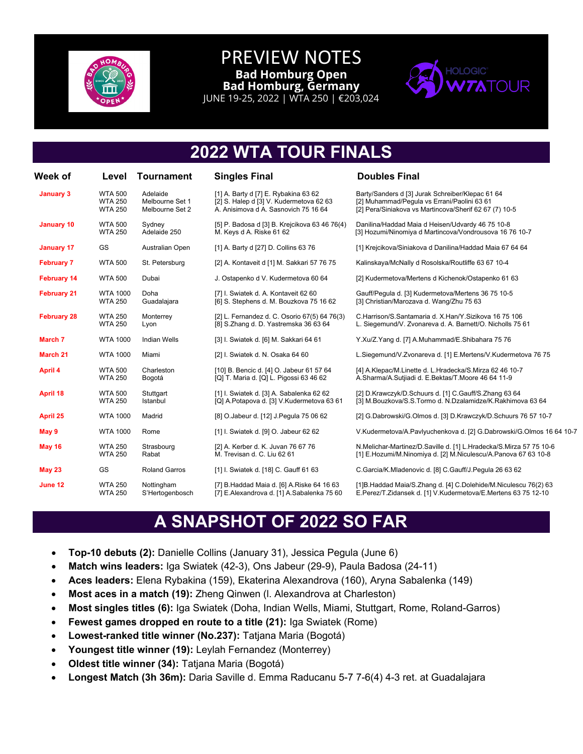# PREVIEW NOTES

**Bad Homburg Open**
**Bad Homburg, Germany**
JUNE 19-25, 2022 | WTA 250 | €203,024

## 2022 WTA TOUR FINALS

| Week of | Level | Tournament | Singles Final | Doubles Final |
|---|---|---|---|---|
| January 3 | WTA 500<br>WTA 250<br>WTA 250 | Adelaide<br>Melbourne Set 1<br>Melbourne Set 2 | [1] A. Barty d [7] E. Rybakina 63 62<br>[2] S. Halep d [3] V. Kudermetova 62 63<br>A. Anisimova d A. Sasnovich 75 16 64 | Barty/Sanders d [3] Jurak Schreiber/Klepac 61 64<br>[2] Muhammad/Pegula vs Errani/Paolini 63 61<br>[2] Pera/Siniakova vs Martincova/Sherif 62 67 (7) 10-5 |
| January 10 | WTA 500<br>WTA 250 | Sydney<br>Adelaide 250 | [5] P. Badosa d [3] B. Krejcikova 63 46 76(4)<br>M. Keys d A. Riske 61 62 | Danilina/Haddad Maia d Heisen/Udvardy 46 75 10-8<br>[3] Hozumi/Ninomiya d Martincova/Vondrousova 16 76 10-7 |
| January 17 | GS | Australian Open | [1] A. Barty d [27] D. Collins 63 76 | [1] Krejcikova/Siniakova d Danilina/Haddad Maia 67 64 64 |
| February 7 | WTA 500 | St. Petersburg | [2] A. Kontaveit d [1] M. Sakkari 57 76 75 | Kalinskaya/McNally d Rosolska/Routliffe 63 67 10-4 |
| February 14 | WTA 500 | Dubai | J. Ostapenko d V. Kudermetova 60 64 | [2] Kudermetova/Mertens d Kichenok/Ostapenko 61 63 |
| February 21 | WTA 1000<br>WTA 250 | Doha<br>Guadalajara | [7] I. Swiatek d. A. Kontaveit 62 60<br>[6] S. Stephens d. M. Bouzkova 75 16 62 | Gauff/Pegula d. [3] Kudermetova/Mertens 36 75 10-5<br>[3] Christian/Marozava d. Wang/Zhu 75 63 |
| February 28 | WTA 250<br>WTA 250 | Monterrey<br>Lyon | [2] L. Fernandez d. C. Osorio 67(5) 64 76(3)<br>[8] S.Zhang d. D. Yastremska 36 63 64 | C.Harrison/S.Santamaria d. X.Han/Y.Sizikova 16 75 106<br>L. Siegemund/V. Zvonareva d. A. Barnett/O. Nicholls 75 61 |
| March 7 | WTA 1000 | Indian Wells | [3] I. Swiatek d. [6] M. Sakkari 64 61 | Y.Xu/Z.Yang d. [7] A.Muhammad/E.Shibahara 75 76 |
| March 21 | WTA 1000 | Miami | [2] I. Swiatek d. N. Osaka 64 60 | L.Siegemund/V.Zvonareva d. [1] E.Mertens/V.Kudermetova 76 75 |
| April 4 | WTA 500<br>WTA 250 | Charleston<br>Bogotá | [10] B. Bencic d. [4] O. Jabeur 61 57 64<br>[Q] T. Maria d. [Q] L. Pigossi 63 46 62 | [4] A.Klepac/M.Linette d. L.Hradecka/S.Mirza 62 46 10-7<br>A.Sharma/A.Sutjiadi d. E.Bektas/T.Moore 46 64 11-9 |
| April 18 | WTA 500<br>WTA 250 | Stuttgart<br>Istanbul | [1] I. Swiatek d. [3] A. Sabalenka 62 62<br>[Q] A.Potapova d. [3] V.Kudermetova 63 61 | [2] D.Krawczyk/D.Schuurs d. [1] C.Gauff/S.Zhang 63 64<br>[3] M.Bouzkova/S.S.Tormo d. N.Dzalamidze/K.Rakhimova 63 64 |
| April 25 | WTA 1000 | Madrid | [8] O.Jabeur d. [12] J.Pegula 75 06 62 | [2] G.Dabrowski/G.Olmos d. [3] D.Krawczyk/D.Schuurs 76 57 10-7 |
| May 9 | WTA 1000 | Rome | [1] I. Swiatek d. [9] O. Jabeur 62 62 | V.Kudermetova/A.Pavlyuchenkova d. [2] G.Dabrowski/G.Olmos 16 64 10-7 |
| May 16 | WTA 250<br>WTA 250 | Strasbourg<br>Rabat | [2] A. Kerber d. K. Juvan 76 67 76<br>M. Trevisan d. C. Liu 62 61 | N.Melichar-Martinez/D.Saville d. [1] L.Hradecka/S.Mirza 57 75 10-6<br>[1] E.Hozumi/M.Ninomiya d. [2] M.Niculescu/A.Panova 67 63 10-8 |
| May 23 | GS | Roland Garros | [1] I. Swiatek d. [18] C. Gauff 61 63 | C.Garcia/K.Mladenovic d. [8] C.Gauff/J.Pegula 26 63 62 |
| June 12 | WTA 250<br>WTA 250 | Nottingham<br>S'Hertogenbosch | [7] B.Haddad Maia d. [6] A.Riske 64 16 63<br>[7] E.Alexandrova d. [1] A.Sabalenka 75 60 | [1]B.Haddad Maia/S.Zhang d. [4] C.Dolehide/M.Niculescu 76(2) 63<br>E.Perez/T.Zidansek d. [1] V.Kudermetova/E.Mertens 63 75 12-10 |

## A SNAPSHOT OF 2022 SO FAR

- **Top-10 debuts (2):** Danielle Collins (January 31), Jessica Pegula (June 6)
- **Match wins leaders:** Iga Swiatek (42-3), Ons Jabeur (29-9), Paula Badosa (24-11)
- **Aces leaders:** Elena Rybakina (159), Ekaterina Alexandrova (160), Aryna Sabalenka (149)
- **Most aces in a match (19):** Zheng Qinwen (l. Alexandrova at Charleston)
- **Most singles titles (6):** Iga Swiatek (Doha, Indian Wells, Miami, Stuttgart, Rome, Roland-Garros)
- **Fewest games dropped en route to a title (21):** Iga Swiatek (Rome)
- **Lowest-ranked title winner (No.237):** Tatjana Maria (Bogotá)
- **Youngest title winner (19):** Leylah Fernandez (Monterrey)
- **Oldest title winner (34):** Tatjana Maria (Bogotá)
- **Longest Match (3h 36m):** Daria Saville d. Emma Raducanu 5-7 7-6(4) 4-3 ret. at Guadalajara